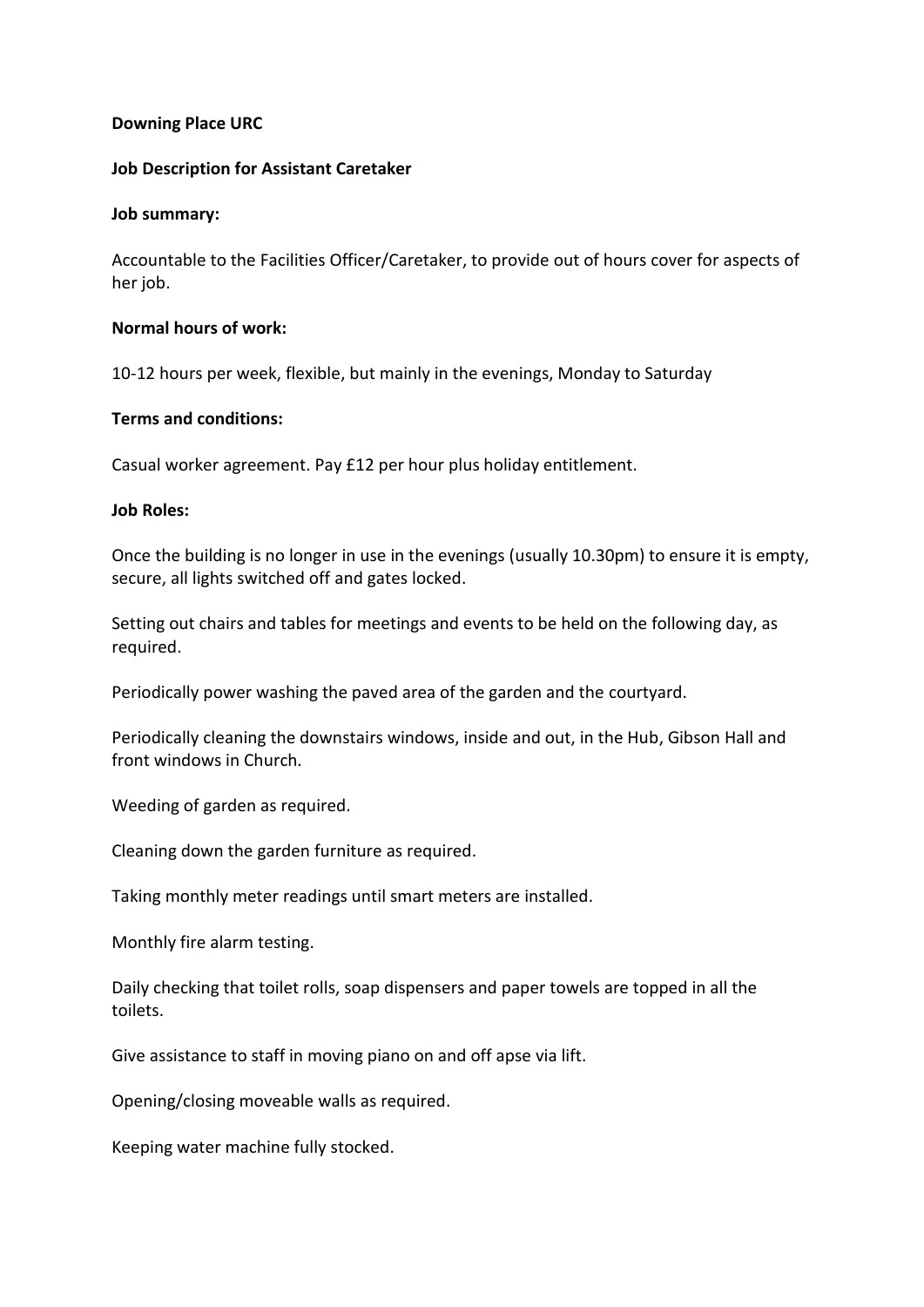**Downing Place URC**

**Job Description for Assistant Caretaker**

**Job summary:**

Accountable to the Facilities Officer/Caretaker, to provide out of hours cover for aspects of her job.

**Normal hours of work:**

10-12 hours per week, flexible, but mainly in the evenings, Monday to Saturday

**Terms and conditions:**

Casual worker agreement. Pay £12 per hour plus holiday entitlement.

**Job Roles:**

Once the building is no longer in use in the evenings (usually 10.30pm) to ensure it is empty, secure, all lights switched off and gates locked.

Setting out chairs and tables for meetings and events to be held on the following day, as required.

Periodically power washing the paved area of the garden and the courtyard.

Periodically cleaning the downstairs windows, inside and out, in the Hub, Gibson Hall and front windows in Church.

Weeding of garden as required.

Cleaning down the garden furniture as required.

Taking monthly meter readings until smart meters are installed.

Monthly fire alarm testing.

Daily checking that toilet rolls, soap dispensers and paper towels are topped in all the toilets.

Give assistance to staff in moving piano on and off apse via lift.

Opening/closing moveable walls as required.

Keeping water machine fully stocked.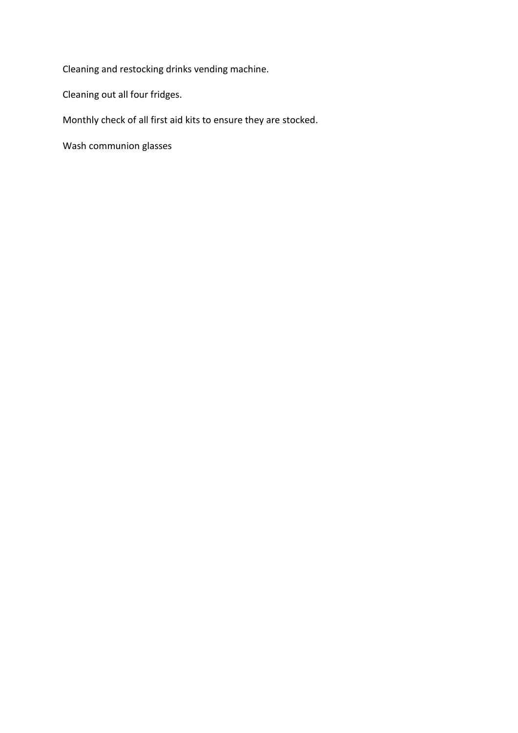Cleaning and restocking drinks vending machine.

Cleaning out all four fridges.

Monthly check of all first aid kits to ensure they are stocked.

Wash communion glasses